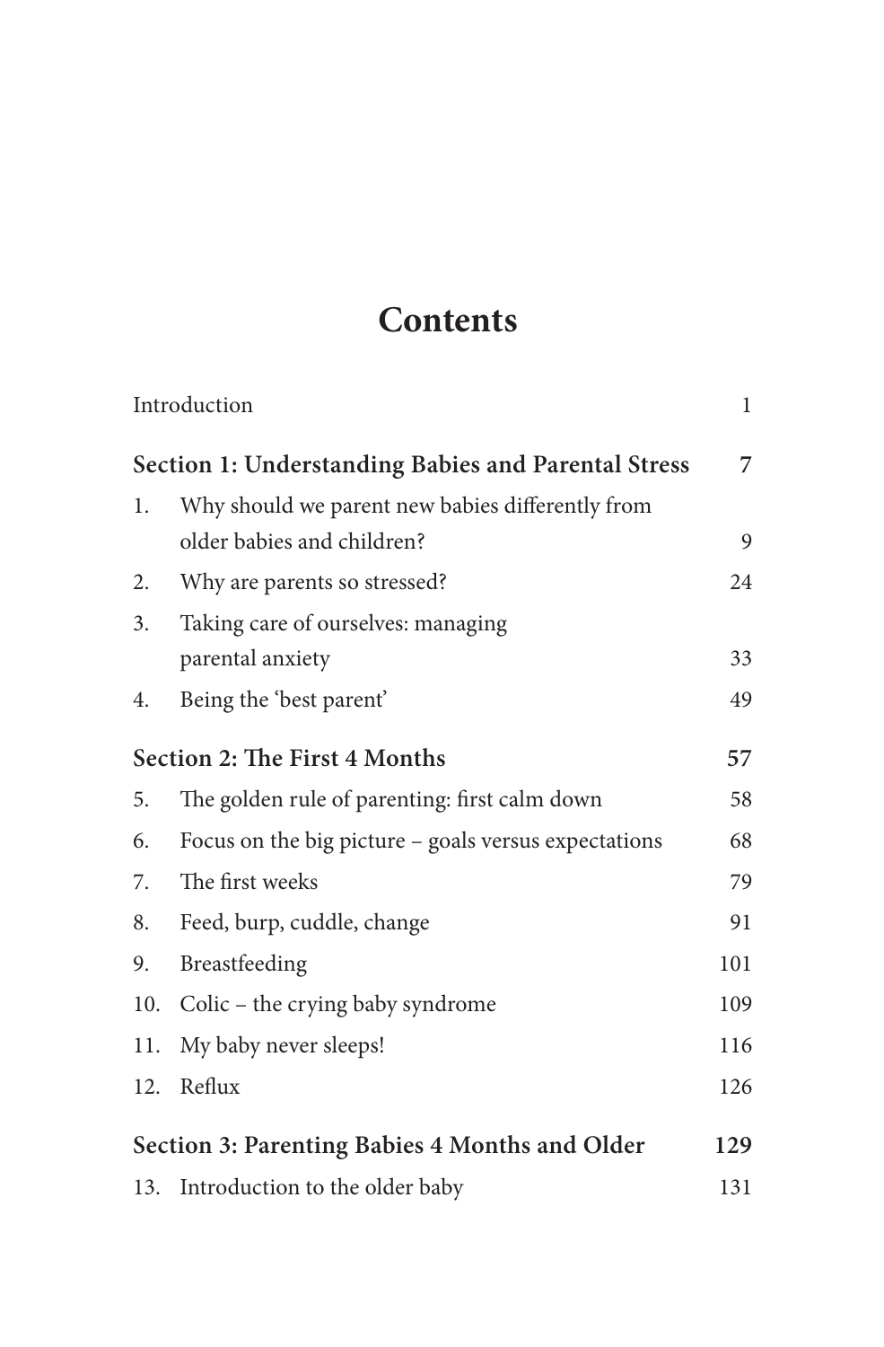# Contents

| | | |
|---|---|---|
| Introduction | | 1 |
| **Section 1: Understanding Babies and Parental Stress** | | **7** |
| 1. | Why should we parent new babies differently from older babies and children? | 9 |
| 2. | Why are parents so stressed? | 24 |
| 3. | Taking care of ourselves: managing parental anxiety | 33 |
| 4. | Being the 'best parent' | 49 |
| **Section 2: The First 4 Months** | | **57** |
| 5. | The golden rule of parenting: first calm down | 58 |
| 6. | Focus on the big picture – goals versus expectations | 68 |
| 7. | The first weeks | 79 |
| 8. | Feed, burp, cuddle, change | 91 |
| 9. | Breastfeeding | 101 |
| 10. | Colic – the crying baby syndrome | 109 |
| 11. | My baby never sleeps! | 116 |
| 12. | Reflux | 126 |
| **Section 3: Parenting Babies 4 Months and Older** | | **129** |
| 13. | Introduction to the older baby | 131 |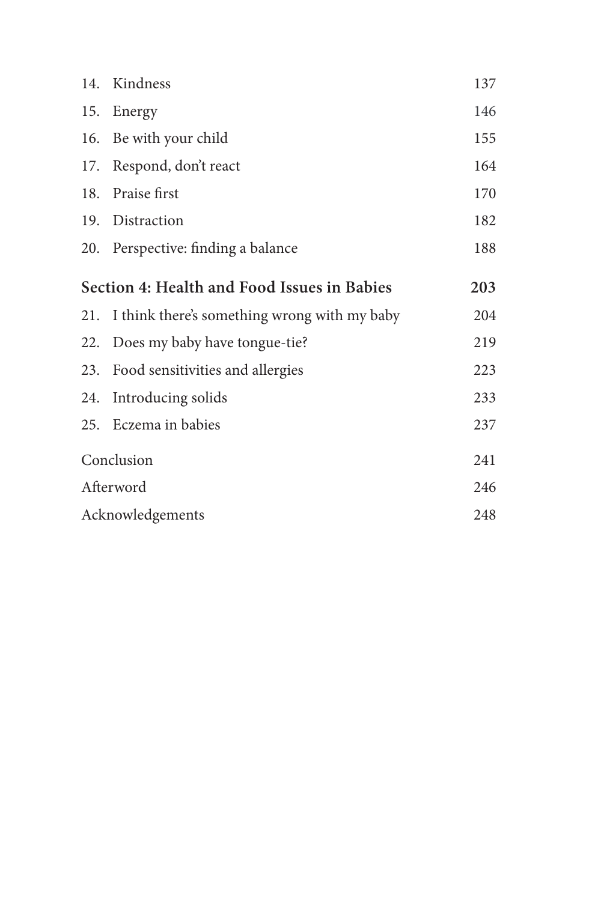| | | |
|---|---|---|
| 14. | Kindness | 137 |
| 15. | Energy | 146 |
| 16. | Be with your child | 155 |
| 17. | Respond, don't react | 164 |
| 18. | Praise first | 170 |
| 19. | Distraction | 182 |
| 20. | Perspective: finding a balance | 188 |
| **Section 4: Health and Food Issues in Babies** | | **203** |
| 21. | I think there's something wrong with my baby | 204 |
| 22. | Does my baby have tongue-tie? | 219 |
| 23. | Food sensitivities and allergies | 223 |
| 24. | Introducing solids | 233 |
| 25. | Eczema in babies | 237 |
| Conclusion | | 241 |
| Afterword | | 246 |
| Acknowledgements | | 248 |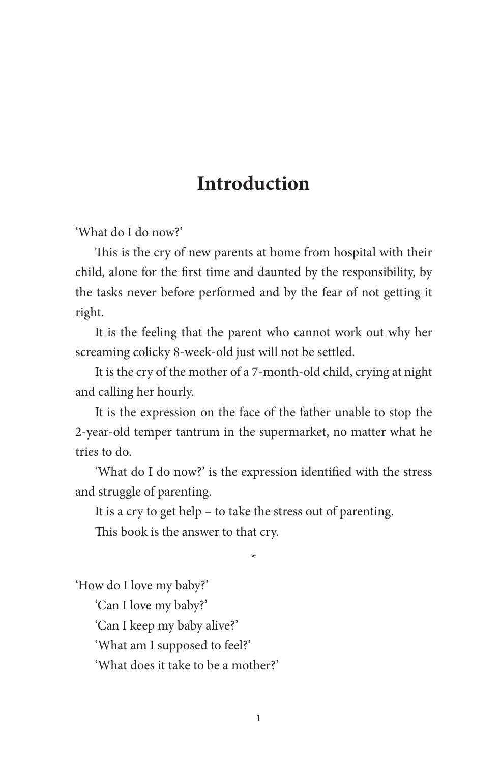# Introduction

'What do I do now?'

This is the cry of new parents at home from hospital with their child, alone for the first time and daunted by the responsibility, by the tasks never before performed and by the fear of not getting it right.

It is the feeling that the parent who cannot work out why her screaming colicky 8-week-old just will not be settled.

It is the cry of the mother of a 7-month-old child, crying at night and calling her hourly.

It is the expression on the face of the father unable to stop the 2-year-old temper tantrum in the supermarket, no matter what he tries to do.

'What do I do now?' is the expression identified with the stress and struggle of parenting.

It is a cry to get help – to take the stress out of parenting.

This book is the answer to that cry.

*

'How do I love my baby?'

'Can I love my baby?'

'Can I keep my baby alive?'

'What am I supposed to feel?'

'What does it take to be a mother?'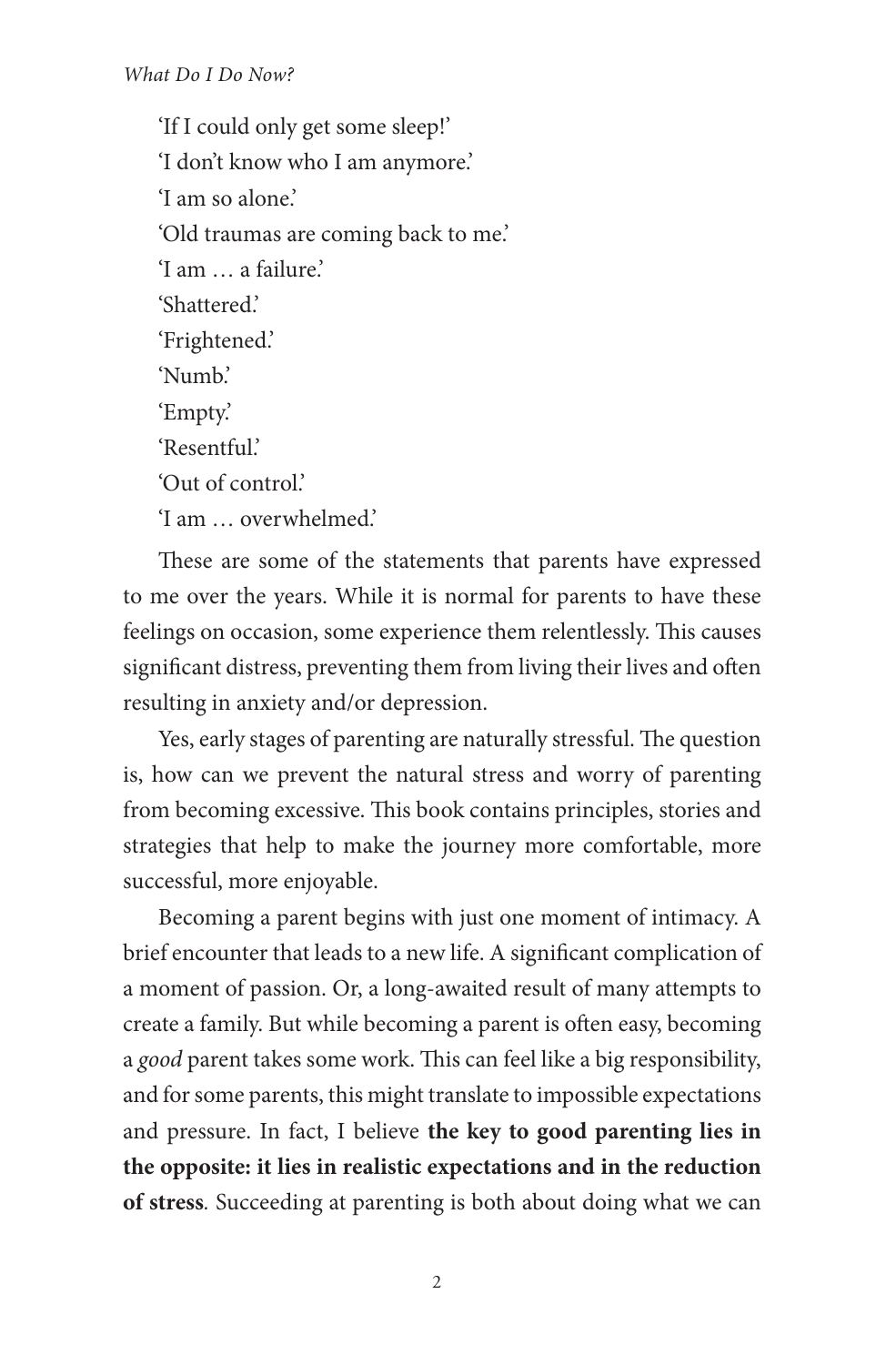'If I could only get some sleep!'

'I don't know who I am anymore.'

'I am so alone.'

'Old traumas are coming back to me.'

'I am … a failure.'

'Shattered.'

'Frightened.'

'Numb.'

'Empty.'

'Resentful.'

'Out of control.'

'I am … overwhelmed.'

These are some of the statements that parents have expressed to me over the years. While it is normal for parents to have these feelings on occasion, some experience them relentlessly. This causes significant distress, preventing them from living their lives and often resulting in anxiety and/or depression.

Yes, early stages of parenting are naturally stressful. The question is, how can we prevent the natural stress and worry of parenting from becoming excessive. This book contains principles, stories and strategies that help to make the journey more comfortable, more successful, more enjoyable.

Becoming a parent begins with just one moment of intimacy. A brief encounter that leads to a new life. A significant complication of a moment of passion. Or, a long-awaited result of many attempts to create a family. But while becoming a parent is often easy, becoming a *good* parent takes some work. This can feel like a big responsibility, and for some parents, this might translate to impossible expectations and pressure. In fact, I believe **the key to good parenting lies in the opposite: it lies in realistic expectations and in the reduction of stress**. Succeeding at parenting is both about doing what we can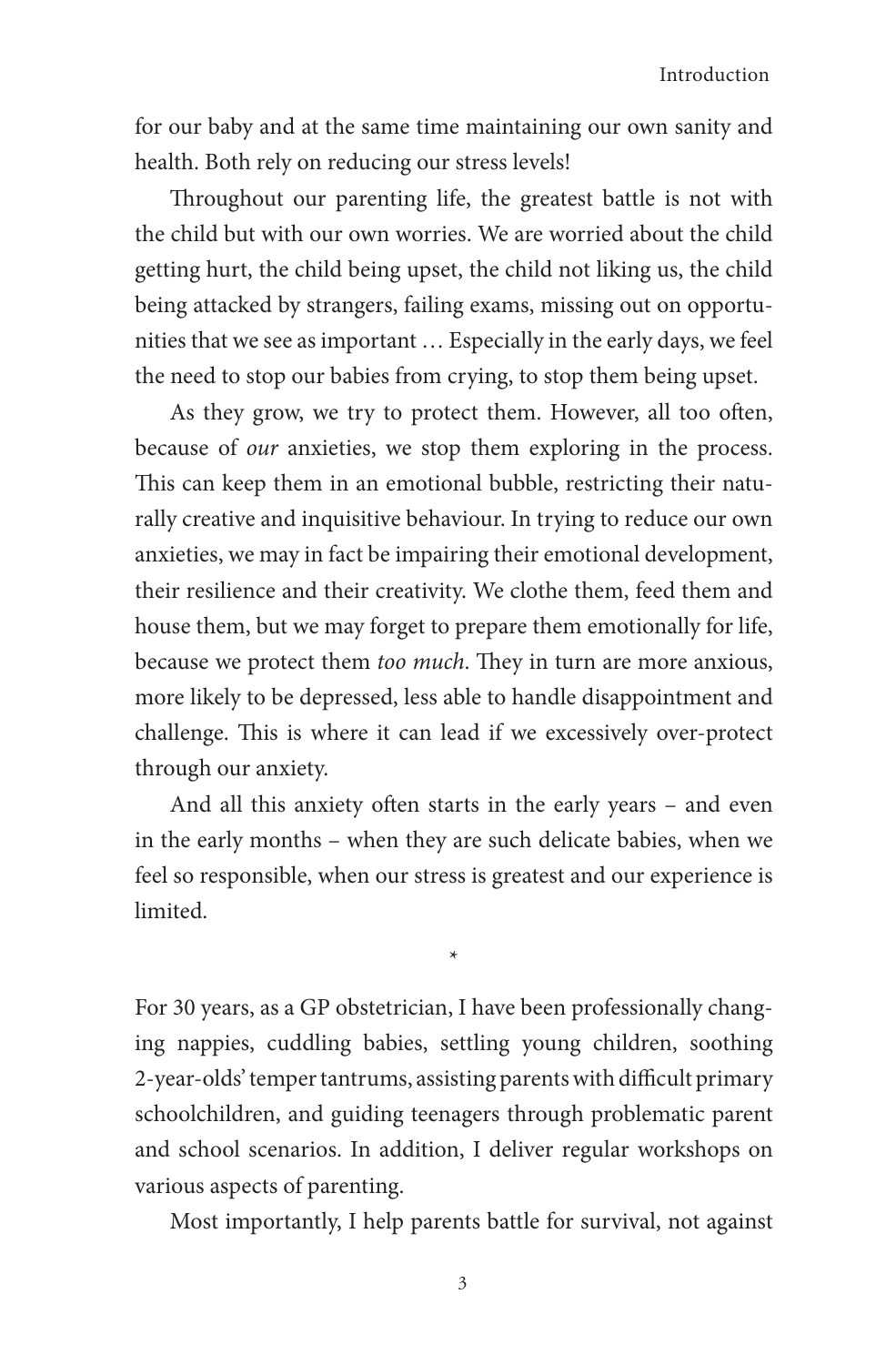for our baby and at the same time maintaining our own sanity and health. Both rely on reducing our stress levels!

Throughout our parenting life, the greatest battle is not with the child but with our own worries. We are worried about the child getting hurt, the child being upset, the child not liking us, the child being attacked by strangers, failing exams, missing out on opportunities that we see as important … Especially in the early days, we feel the need to stop our babies from crying, to stop them being upset.

As they grow, we try to protect them. However, all too often, because of *our* anxieties, we stop them exploring in the process. This can keep them in an emotional bubble, restricting their naturally creative and inquisitive behaviour. In trying to reduce our own anxieties, we may in fact be impairing their emotional development, their resilience and their creativity. We clothe them, feed them and house them, but we may forget to prepare them emotionally for life, because we protect them *too much*. They in turn are more anxious, more likely to be depressed, less able to handle disappointment and challenge. This is where it can lead if we excessively over-protect through our anxiety.

And all this anxiety often starts in the early years – and even in the early months – when they are such delicate babies, when we feel so responsible, when our stress is greatest and our experience is limited.

*

For 30 years, as a GP obstetrician, I have been professionally changing nappies, cuddling babies, settling young children, soothing 2-year-olds' temper tantrums, assisting parents with difficult primary schoolchildren, and guiding teenagers through problematic parent and school scenarios. In addition, I deliver regular workshops on various aspects of parenting.

Most importantly, I help parents battle for survival, not against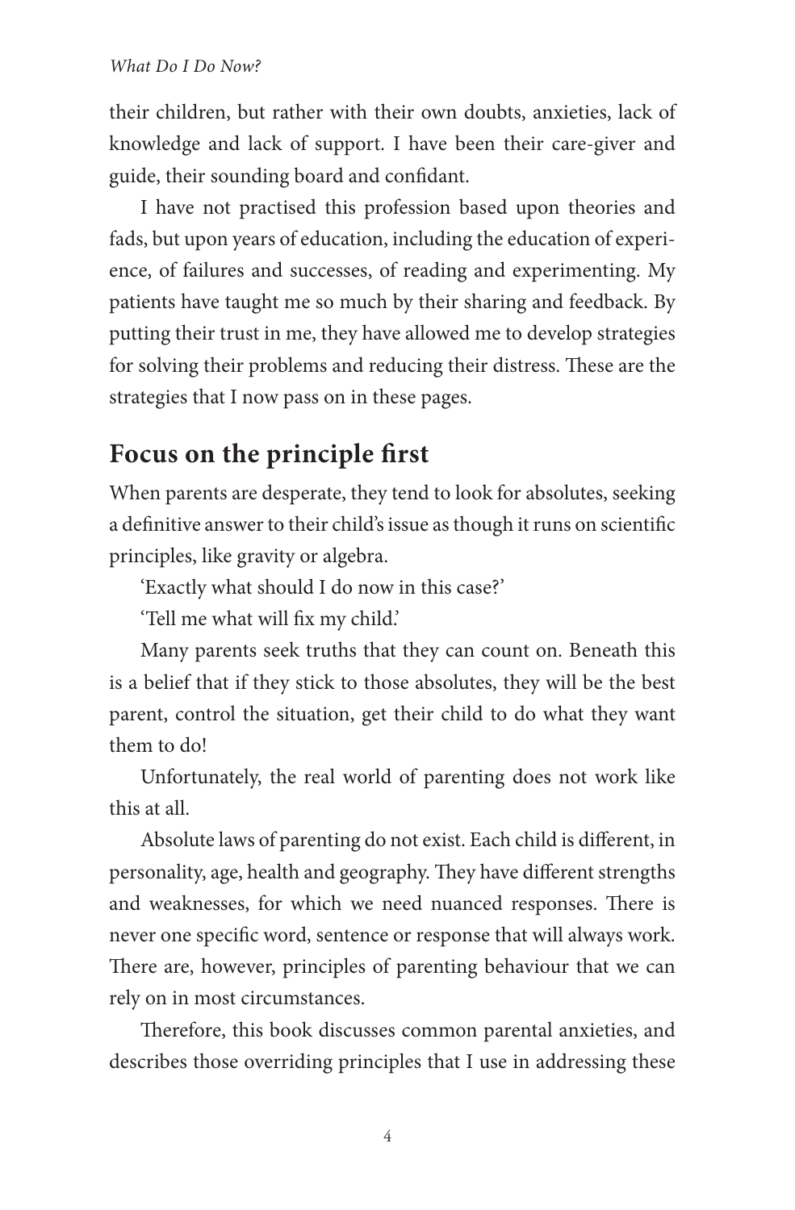their children, but rather with their own doubts, anxieties, lack of knowledge and lack of support. I have been their care-giver and guide, their sounding board and confidant.

I have not practised this profession based upon theories and fads, but upon years of education, including the education of experience, of failures and successes, of reading and experimenting. My patients have taught me so much by their sharing and feedback. By putting their trust in me, they have allowed me to develop strategies for solving their problems and reducing their distress. These are the strategies that I now pass on in these pages.

## Focus on the principle first

When parents are desperate, they tend to look for absolutes, seeking a definitive answer to their child's issue as though it runs on scientific principles, like gravity or algebra.

'Exactly what should I do now in this case?'

'Tell me what will fix my child.'

Many parents seek truths that they can count on. Beneath this is a belief that if they stick to those absolutes, they will be the best parent, control the situation, get their child to do what they want them to do!

Unfortunately, the real world of parenting does not work like this at all.

Absolute laws of parenting do not exist. Each child is different, in personality, age, health and geography. They have different strengths and weaknesses, for which we need nuanced responses. There is never one specific word, sentence or response that will always work. There are, however, principles of parenting behaviour that we can rely on in most circumstances.

Therefore, this book discusses common parental anxieties, and describes those overriding principles that I use in addressing these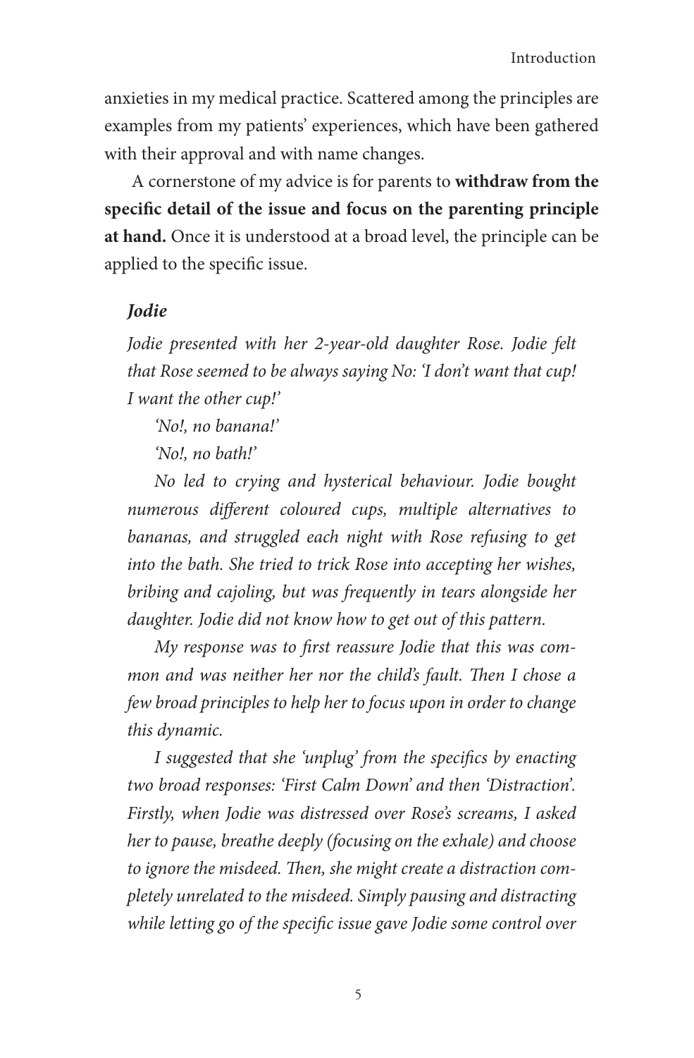anxieties in my medical practice. Scattered among the principles are examples from my patients' experiences, which have been gathered with their approval and with name changes.

A cornerstone of my advice is for parents to **withdraw from the specific detail of the issue and focus on the parenting principle at hand.** Once it is understood at a broad level, the principle can be applied to the specific issue.

***Jodie***

*Jodie presented with her 2-year-old daughter Rose. Jodie felt that Rose seemed to be always saying No: 'I don't want that cup! I want the other cup!'*

*'No!, no banana!'*

*'No!, no bath!'*

*No led to crying and hysterical behaviour. Jodie bought numerous different coloured cups, multiple alternatives to bananas, and struggled each night with Rose refusing to get into the bath. She tried to trick Rose into accepting her wishes, bribing and cajoling, but was frequently in tears alongside her daughter. Jodie did not know how to get out of this pattern.*

*My response was to first reassure Jodie that this was common and was neither her nor the child's fault. Then I chose a few broad principles to help her to focus upon in order to change this dynamic.*

*I suggested that she 'unplug' from the specifics by enacting two broad responses: 'First Calm Down' and then 'Distraction'. Firstly, when Jodie was distressed over Rose's screams, I asked her to pause, breathe deeply (focusing on the exhale) and choose to ignore the misdeed. Then, she might create a distraction completely unrelated to the misdeed. Simply pausing and distracting while letting go of the specific issue gave Jodie some control over*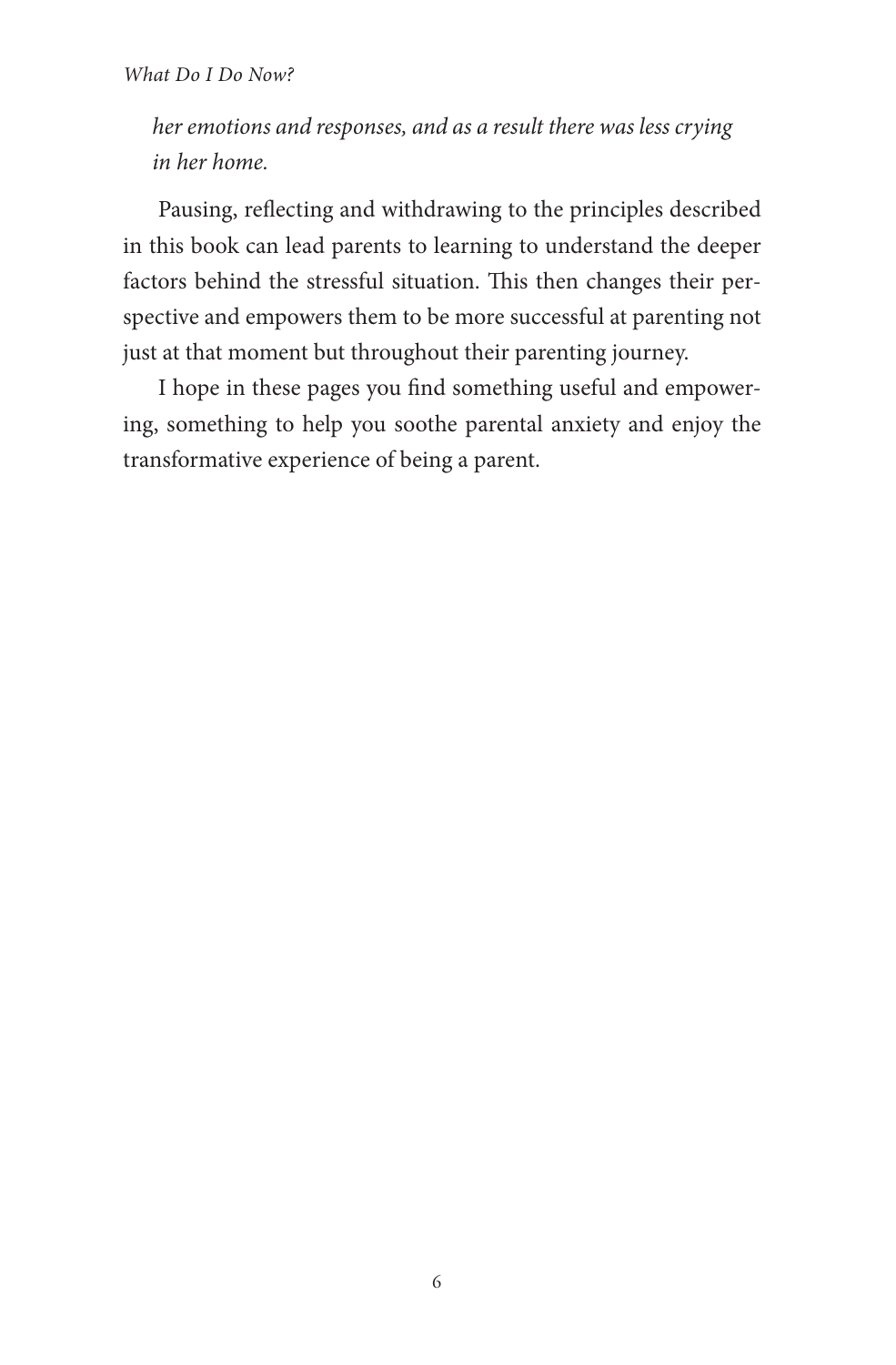*her emotions and responses, and as a result there was less crying in her home.*

Pausing, reflecting and withdrawing to the principles described in this book can lead parents to learning to understand the deeper factors behind the stressful situation. This then changes their perspective and empowers them to be more successful at parenting not just at that moment but throughout their parenting journey.

I hope in these pages you find something useful and empowering, something to help you soothe parental anxiety and enjoy the transformative experience of being a parent.